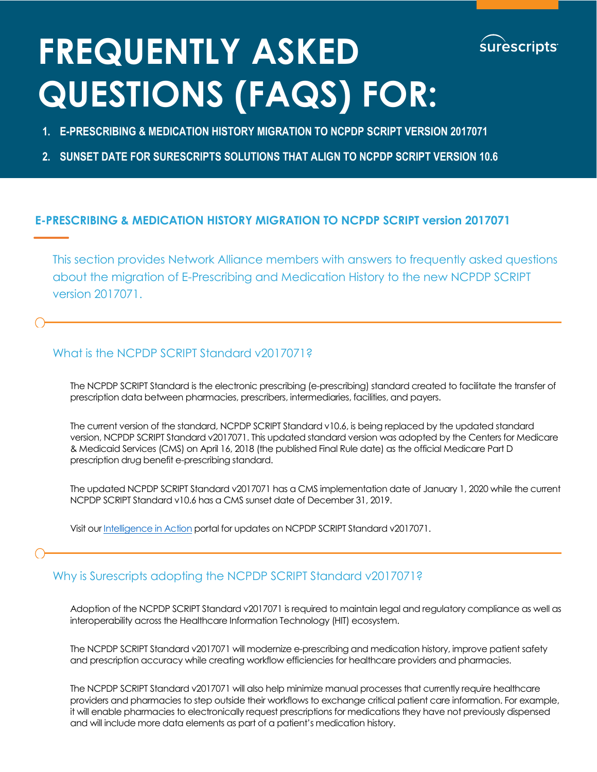# FREQUENTLY ASKED QUESTIONS (FAQS) FOR:

1. **E-PRESCRIBING & MEDICATION HISTORY MIGRATION TO NCPDP SCRIPT VERSION 2017071**
2. **SUNSET DATE FOR SURESCRIPTS SOLUTIONS THAT ALIGN TO NCPDP SCRIPT VERSION 10.6**

## E-PRESCRIBING & MEDICATION HISTORY MIGRATION TO NCPDP SCRIPT version 2017071

This section provides Network Alliance members with answers to frequently asked questions about the migration of E-Prescribing and Medication History to the new NCPDP SCRIPT version 2017071.

### What is the NCPDP SCRIPT Standard v2017071?

The NCPDP SCRIPT Standard is the electronic prescribing (e-prescribing) standard created to facilitate the transfer of prescription data between pharmacies, prescribers, intermediaries, facilities, and payers.

The current version of the standard, NCPDP SCRIPT Standard v10.6, is being replaced by the updated standard version, NCPDP SCRIPT Standard v2017071. This updated standard version was adopted by the Centers for Medicare & Medicaid Services (CMS) on April 16, 2018 (the published Final Rule date) as the official Medicare Part D prescription drug benefit e-prescribing standard.

The updated NCPDP SCRIPT Standard v2017071 has a CMS implementation date of January 1, 2020 while the current NCPDP SCRIPT Standard v10.6 has a CMS sunset date of December 31, 2019.

Visit our Intelligence in Action portal for updates on NCPDP SCRIPT Standard v2017071.

### Why is Surescripts adopting the NCPDP SCRIPT Standard v2017071?

Adoption of the NCPDP SCRIPT Standard v2017071 is required to maintain legal and regulatory compliance as well as interoperability across the Healthcare Information Technology (HIT) ecosystem.

The NCPDP SCRIPT Standard v2017071 will modernize e-prescribing and medication history, improve patient safety and prescription accuracy while creating workflow efficiencies for healthcare providers and pharmacies.

The NCPDP SCRIPT Standard v2017071 will also help minimize manual processes that currently require healthcare providers and pharmacies to step outside their workflows to exchange critical patient care information. For example, it will enable pharmacies to electronically request prescriptions for medications they have not previously dispensed and will include more data elements as part of a patient's medication history.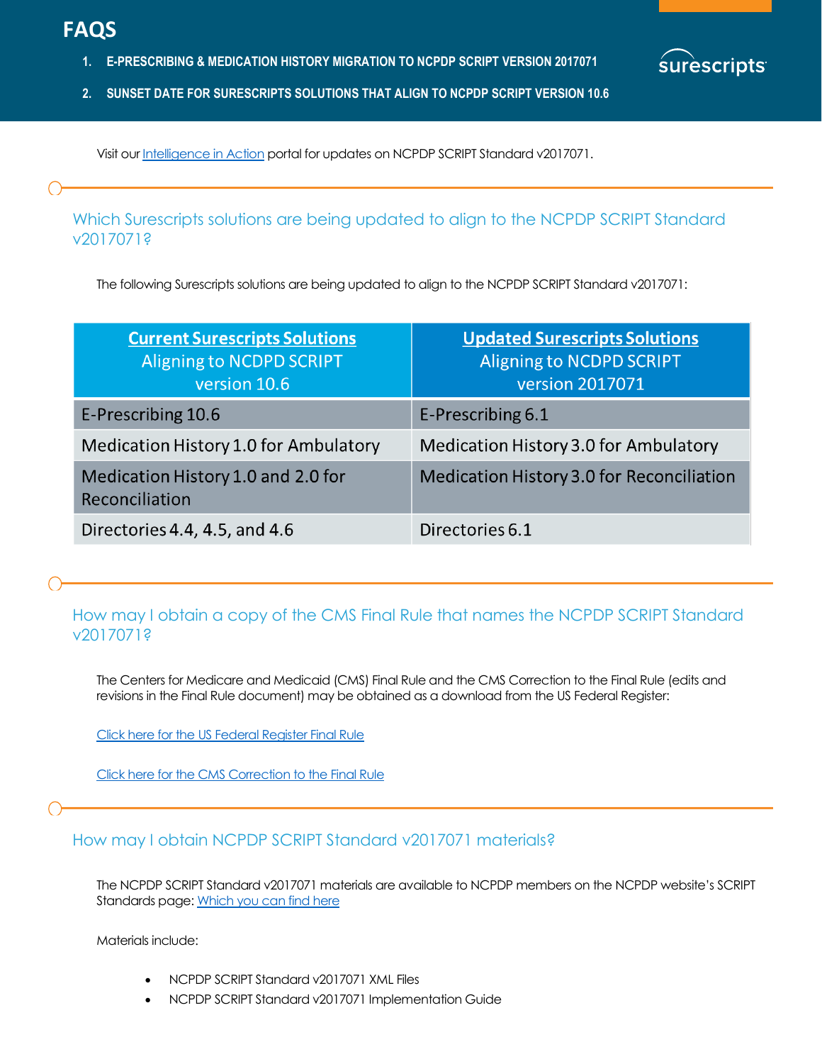# FAQS

1. **E-PRESCRIBING & MEDICATION HISTORY MIGRATION TO NCPDP SCRIPT VERSION 2017071**
2. **SUNSET DATE FOR SURESCRIPTS SOLUTIONS THAT ALIGN TO NCPDP SCRIPT VERSION 10.6**

Visit our Intelligence in Action portal for updates on NCPDP SCRIPT Standard v2017071.

## Which Surescripts solutions are being updated to align to the NCPDP SCRIPT Standard v2017071?

The following Surescripts solutions are being updated to align to the NCPDP SCRIPT Standard v2017071:

| **Current Surescripts Solutions** Aligning to NCDPD SCRIPT version 10.6 | **Updated Surescripts Solutions** Aligning to NCDPD SCRIPT version 2017071 |
|---|---|
| E-Prescribing 10.6 | E-Prescribing 6.1 |
| Medication History 1.0 for Ambulatory | Medication History 3.0 for Ambulatory |
| Medication History 1.0 and 2.0 for Reconciliation | Medication History 3.0 for Reconciliation |
| Directories 4.4, 4.5, and 4.6 | Directories 6.1 |

## How may I obtain a copy of the CMS Final Rule that names the NCPDP SCRIPT Standard v2017071?

The Centers for Medicare and Medicaid (CMS) Final Rule and the CMS Correction to the Final Rule (edits and revisions in the Final Rule document) may be obtained as a download from the US Federal Register:

Click here for the US Federal Register Final Rule

Click here for the CMS Correction to the Final Rule

## How may I obtain NCPDP SCRIPT Standard v2017071 materials?

The NCPDP SCRIPT Standard v2017071 materials are available to NCPDP members on the NCPDP website's SCRIPT Standards page: Which you can find here

Materials include:

- NCPDP SCRIPT Standard v2017071 XML Files
- NCPDP SCRIPT Standard v2017071 Implementation Guide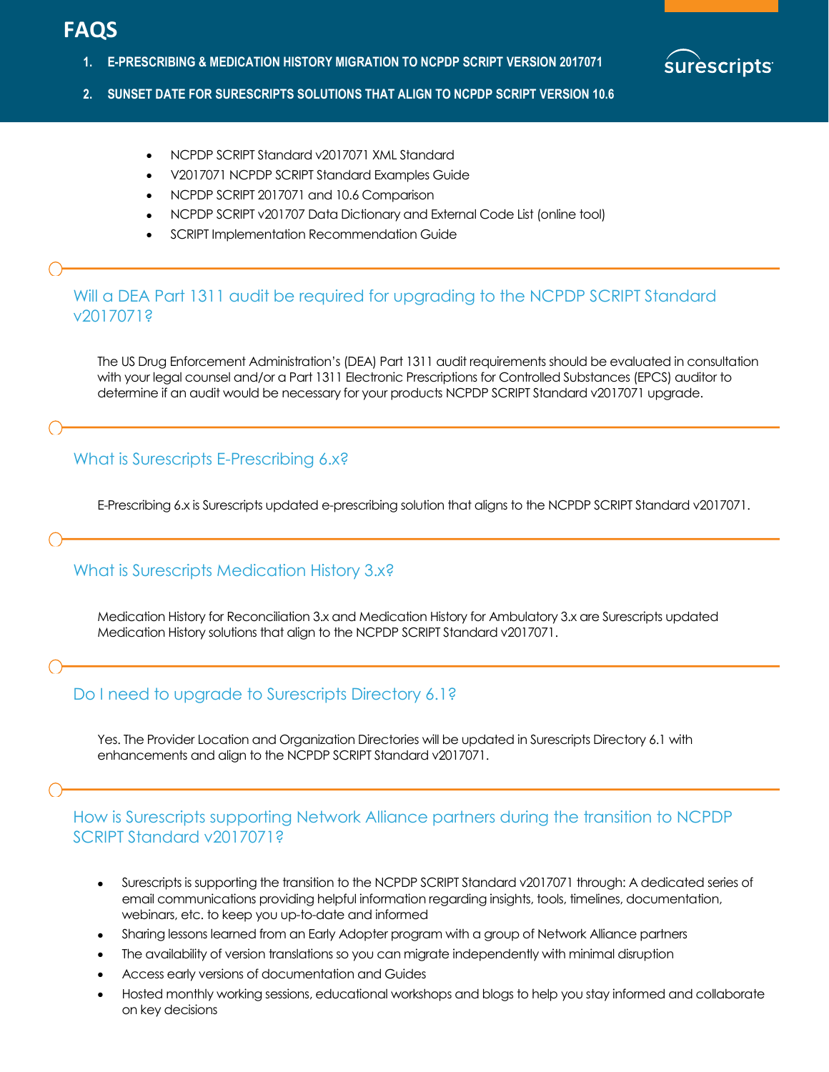- NCPDP SCRIPT Standard v2017071 XML Standard
- V2017071 NCPDP SCRIPT Standard Examples Guide
- NCPDP SCRIPT 2017071 and 10.6 Comparison
- NCPDP SCRIPT v201707 Data Dictionary and External Code List (online tool)
- SCRIPT Implementation Recommendation Guide

## Will a DEA Part 1311 audit be required for upgrading to the NCPDP SCRIPT Standard v2017071?

The US Drug Enforcement Administration's (DEA) Part 1311 audit requirements should be evaluated in consultation with your legal counsel and/or a Part 1311 Electronic Prescriptions for Controlled Substances (EPCS) auditor to determine if an audit would be necessary for your products NCPDP SCRIPT Standard v2017071 upgrade.

## What is Surescripts E-Prescribing 6.x?

E-Prescribing 6.x is Surescripts updated e-prescribing solution that aligns to the NCPDP SCRIPT Standard v2017071.

## What is Surescripts Medication History 3.x?

Medication History for Reconciliation 3.x and Medication History for Ambulatory 3.x are Surescripts updated Medication History solutions that align to the NCPDP SCRIPT Standard v2017071.

## Do I need to upgrade to Surescripts Directory 6.1?

Yes. The Provider Location and Organization Directories will be updated in Surescripts Directory 6.1 with enhancements and align to the NCPDP SCRIPT Standard v2017071.

## How is Surescripts supporting Network Alliance partners during the transition to NCPDP SCRIPT Standard v2017071?

- Surescripts is supporting the transition to the NCPDP SCRIPT Standard v2017071 through: A dedicated series of email communications providing helpful information regarding insights, tools, timelines, documentation, webinars, etc. to keep you up-to-date and informed
- Sharing lessons learned from an Early Adopter program with a group of Network Alliance partners
- The availability of version translations so you can migrate independently with minimal disruption
- Access early versions of documentation and Guides
- Hosted monthly working sessions, educational workshops and blogs to help you stay informed and collaborate on key decisions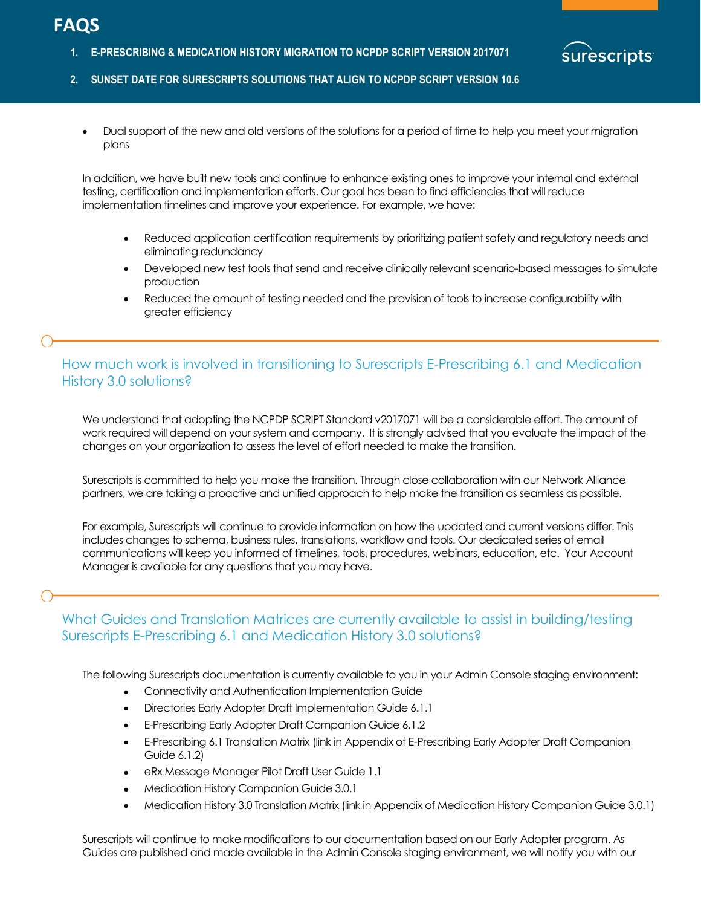- Dual support of the new and old versions of the solutions for a period of time to help you meet your migration plans

In addition, we have built new tools and continue to enhance existing ones to improve your internal and external testing, certification and implementation efforts. Our goal has been to find efficiencies that will reduce implementation timelines and improve your experience. For example, we have:

- Reduced application certification requirements by prioritizing patient safety and regulatory needs and eliminating redundancy
- Developed new test tools that send and receive clinically relevant scenario-based messages to simulate production
- Reduced the amount of testing needed and the provision of tools to increase configurability with greater efficiency

## How much work is involved in transitioning to Surescripts E-Prescribing 6.1 and Medication History 3.0 solutions?

We understand that adopting the NCPDP SCRIPT Standard v2017071 will be a considerable effort. The amount of work required will depend on your system and company. It is strongly advised that you evaluate the impact of the changes on your organization to assess the level of effort needed to make the transition.

Surescripts is committed to help you make the transition. Through close collaboration with our Network Alliance partners, we are taking a proactive and unified approach to help make the transition as seamless as possible.

For example, Surescripts will continue to provide information on how the updated and current versions differ. This includes changes to schema, business rules, translations, workflow and tools. Our dedicated series of email communications will keep you informed of timelines, tools, procedures, webinars, education, etc. Your Account Manager is available for any questions that you may have.

## What Guides and Translation Matrices are currently available to assist in building/testing Surescripts E-Prescribing 6.1 and Medication History 3.0 solutions?

The following Surescripts documentation is currently available to you in your Admin Console staging environment:

- Connectivity and Authentication Implementation Guide
- Directories Early Adopter Draft Implementation Guide 6.1.1
- E-Prescribing Early Adopter Draft Companion Guide 6.1.2
- E-Prescribing 6.1 Translation Matrix (link in Appendix of E-Prescribing Early Adopter Draft Companion Guide 6.1.2)
- eRx Message Manager Pilot Draft User Guide 1.1
- Medication History Companion Guide 3.0.1
- Medication History 3.0 Translation Matrix (link in Appendix of Medication History Companion Guide 3.0.1)

Surescripts will continue to make modifications to our documentation based on our Early Adopter program. As Guides are published and made available in the Admin Console staging environment, we will notify you with our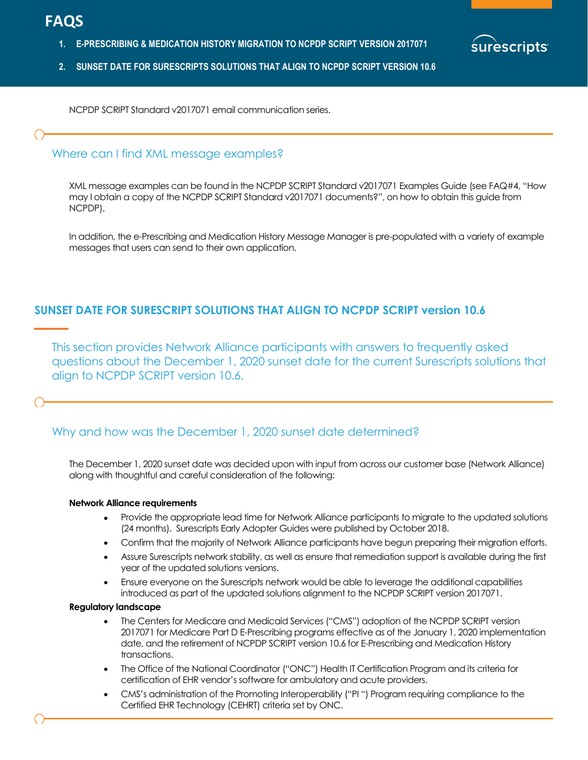NCPDP SCRIPT Standard v2017071 email communication series.

### Where can I find XML message examples?

XML message examples can be found in the NCPDP SCRIPT Standard v2017071 Examples Guide (see FAQ#4, "How may I obtain a copy of the NCPDP SCRIPT Standard v2017071 documents?", on how to obtain this guide from NCPDP).

In addition, the e-Prescribing and Medication History Message Manager is pre-populated with a variety of example messages that users can send to their own application.

## SUNSET DATE FOR SURESCRIPT SOLUTIONS THAT ALIGN TO NCPDP SCRIPT version 10.6

This section provides Network Alliance participants with answers to frequently asked questions about the December 1, 2020 sunset date for the current Surescripts solutions that align to NCPDP SCRIPT version 10.6.

### Why and how was the December 1, 2020 sunset date determined?

The December 1, 2020 sunset date was decided upon with input from across our customer base (Network Alliance) along with thoughtful and careful consideration of the following:

**Network Alliance requirements**

- Provide the appropriate lead time for Network Alliance participants to migrate to the updated solutions (24 months). Surescripts Early Adopter Guides were published by October 2018.
- Confirm that the majority of Network Alliance participants have begun preparing their migration efforts.
- Assure Surescripts network stability, as well as ensure that remediation support is available during the first year of the updated solutions versions.
- Ensure everyone on the Surescripts network would be able to leverage the additional capabilities introduced as part of the updated solutions alignment to the NCPDP SCRIPT version 2017071.

**Regulatory landscape**

- The Centers for Medicare and Medicaid Services ("CMS") adoption of the NCPDP SCRIPT version 2017071 for Medicare Part D E-Prescribing programs effective as of the January 1, 2020 implementation date, and the retirement of NCPDP SCRIPT version 10.6 for E-Prescribing and Medication History transactions.
- The Office of the National Coordinator ("ONC") Health IT Certification Program and its criteria for certification of EHR vendor's software for ambulatory and acute providers.
- CMS's administration of the Promoting Interoperability ("PI ") Program requiring compliance to the Certified EHR Technology (CEHRT) criteria set by ONC.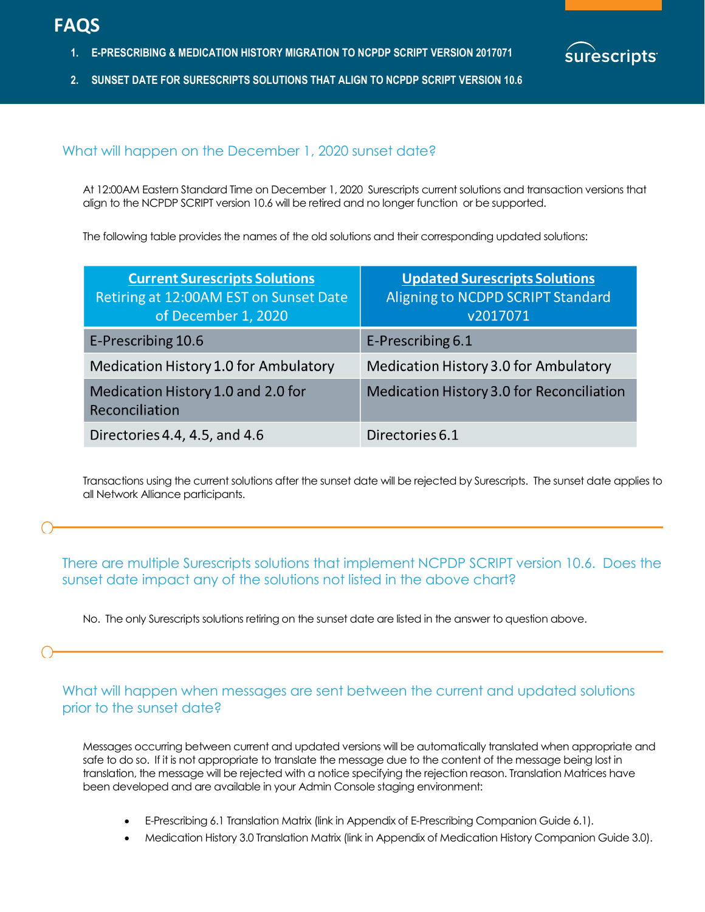# FAQS

1. **E-PRESCRIBING & MEDICATION HISTORY MIGRATION TO NCPDP SCRIPT VERSION 2017071**
2. **SUNSET DATE FOR SURESCRIPTS SOLUTIONS THAT ALIGN TO NCPDP SCRIPT VERSION 10.6**

## What will happen on the December 1, 2020 sunset date?

At 12:00AM Eastern Standard Time on December 1, 2020 Surescripts current solutions and transaction versions that align to the NCPDP SCRIPT version 10.6 will be retired and no longer function or be supported.

The following table provides the names of the old solutions and their corresponding updated solutions:

| **Current Surescripts Solutions** Retiring at 12:00AM EST on Sunset Date of December 1, 2020 | **Updated Surescripts Solutions** Aligning to NCDPD SCRIPT Standard v2017071 |
|---|---|
| E-Prescribing 10.6 | E-Prescribing 6.1 |
| Medication History 1.0 for Ambulatory | Medication History 3.0 for Ambulatory |
| Medication History 1.0 and 2.0 for Reconciliation | Medication History 3.0 for Reconciliation |
| Directories 4.4, 4.5, and 4.6 | Directories 6.1 |

Transactions using the current solutions after the sunset date will be rejected by Surescripts. The sunset date applies to all Network Alliance participants.

## There are multiple Surescripts solutions that implement NCPDP SCRIPT version 10.6. Does the sunset date impact any of the solutions not listed in the above chart?

No. The only Surescripts solutions retiring on the sunset date are listed in the answer to question above.

## What will happen when messages are sent between the current and updated solutions prior to the sunset date?

Messages occurring between current and updated versions will be automatically translated when appropriate and safe to do so. If it is not appropriate to translate the message due to the content of the message being lost in translation, the message will be rejected with a notice specifying the rejection reason. Translation Matrices have been developed and are available in your Admin Console staging environment:

- E-Prescribing 6.1 Translation Matrix (link in Appendix of E-Prescribing Companion Guide 6.1).
- Medication History 3.0 Translation Matrix (link in Appendix of Medication History Companion Guide 3.0).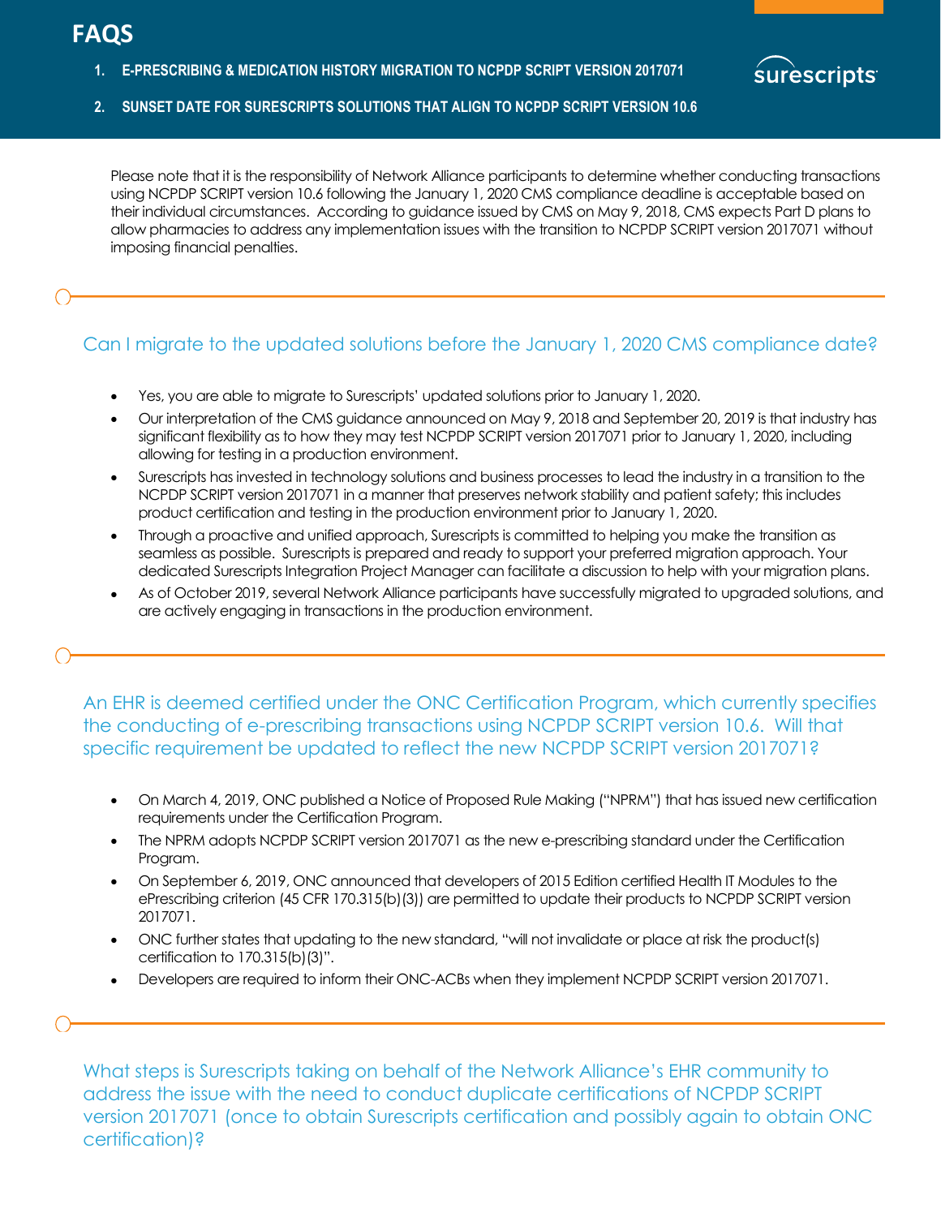Please note that it is the responsibility of Network Alliance participants to determine whether conducting transactions using NCPDP SCRIPT version 10.6 following the January 1, 2020 CMS compliance deadline is acceptable based on their individual circumstances. According to guidance issued by CMS on May 9, 2018, CMS expects Part D plans to allow pharmacies to address any implementation issues with the transition to NCPDP SCRIPT version 2017071 without imposing financial penalties.

## Can I migrate to the updated solutions before the January 1, 2020 CMS compliance date?

- Yes, you are able to migrate to Surescripts' updated solutions prior to January 1, 2020.
- Our interpretation of the CMS guidance announced on May 9, 2018 and September 20, 2019 is that industry has significant flexibility as to how they may test NCPDP SCRIPT version 2017071 prior to January 1, 2020, including allowing for testing in a production environment.
- Surescripts has invested in technology solutions and business processes to lead the industry in a transition to the NCPDP SCRIPT version 2017071 in a manner that preserves network stability and patient safety; this includes product certification and testing in the production environment prior to January 1, 2020.
- Through a proactive and unified approach, Surescripts is committed to helping you make the transition as seamless as possible. Surescripts is prepared and ready to support your preferred migration approach. Your dedicated Surescripts Integration Project Manager can facilitate a discussion to help with your migration plans.
- As of October 2019, several Network Alliance participants have successfully migrated to upgraded solutions, and are actively engaging in transactions in the production environment.

## An EHR is deemed certified under the ONC Certification Program, which currently specifies the conducting of e-prescribing transactions using NCPDP SCRIPT version 10.6. Will that specific requirement be updated to reflect the new NCPDP SCRIPT version 2017071?

- On March 4, 2019, ONC published a Notice of Proposed Rule Making ("NPRM") that has issued new certification requirements under the Certification Program.
- The NPRM adopts NCPDP SCRIPT version 2017071 as the new e-prescribing standard under the Certification Program.
- On September 6, 2019, ONC announced that developers of 2015 Edition certified Health IT Modules to the ePrescribing criterion (45 CFR 170.315(b)(3)) are permitted to update their products to NCPDP SCRIPT version 2017071.
- ONC further states that updating to the new standard, "will not invalidate or place at risk the product(s) certification to 170.315(b)(3)".
- Developers are required to inform their ONC-ACBs when they implement NCPDP SCRIPT version 2017071.

## What steps is Surescripts taking on behalf of the Network Alliance's EHR community to address the issue with the need to conduct duplicate certifications of NCPDP SCRIPT version 2017071 (once to obtain Surescripts certification and possibly again to obtain ONC certification)?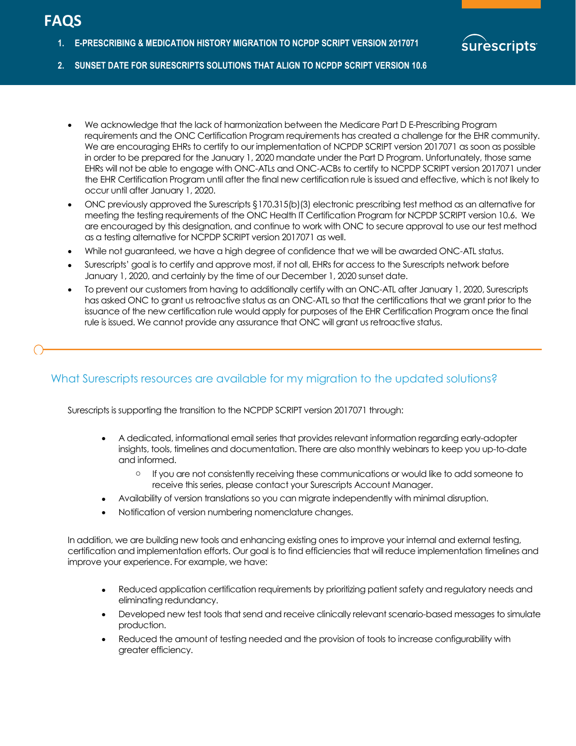- We acknowledge that the lack of harmonization between the Medicare Part D E-Prescribing Program requirements and the ONC Certification Program requirements has created a challenge for the EHR community. We are encouraging EHRs to certify to our implementation of NCPDP SCRIPT version 2017071 as soon as possible in order to be prepared for the January 1, 2020 mandate under the Part D Program. Unfortunately, those same EHRs will not be able to engage with ONC-ATLs and ONC-ACBs to certify to NCPDP SCRIPT version 2017071 under the EHR Certification Program until after the final new certification rule is issued and effective, which is not likely to occur until after January 1, 2020.
- ONC previously approved the Surescripts §170.315(b)(3) electronic prescribing test method as an alternative for meeting the testing requirements of the ONC Health IT Certification Program for NCPDP SCRIPT version 10.6. We are encouraged by this designation, and continue to work with ONC to secure approval to use our test method as a testing alternative for NCPDP SCRIPT version 2017071 as well.
- While not guaranteed, we have a high degree of confidence that we will be awarded ONC-ATL status.
- Surescripts' goal is to certify and approve most, if not all, EHRs for access to the Surescripts network before January 1, 2020, and certainly by the time of our December 1, 2020 sunset date.
- To prevent our customers from having to additionally certify with an ONC-ATL after January 1, 2020, Surescripts has asked ONC to grant us retroactive status as an ONC-ATL so that the certifications that we grant prior to the issuance of the new certification rule would apply for purposes of the EHR Certification Program once the final rule is issued. We cannot provide any assurance that ONC will grant us retroactive status.

## What Surescripts resources are available for my migration to the updated solutions?

Surescripts is supporting the transition to the NCPDP SCRIPT version 2017071 through:

- A dedicated, informational email series that provides relevant information regarding early-adopter insights, tools, timelines and documentation. There are also monthly webinars to keep you up-to-date and informed.
  - If you are not consistently receiving these communications or would like to add someone to receive this series, please contact your Surescripts Account Manager.
- Availability of version translations so you can migrate independently with minimal disruption.
- Notification of version numbering nomenclature changes.

In addition, we are building new tools and enhancing existing ones to improve your internal and external testing, certification and implementation efforts. Our goal is to find efficiencies that will reduce implementation timelines and improve your experience. For example, we have:

- Reduced application certification requirements by prioritizing patient safety and regulatory needs and eliminating redundancy.
- Developed new test tools that send and receive clinically relevant scenario-based messages to simulate production.
- Reduced the amount of testing needed and the provision of tools to increase configurability with greater efficiency.